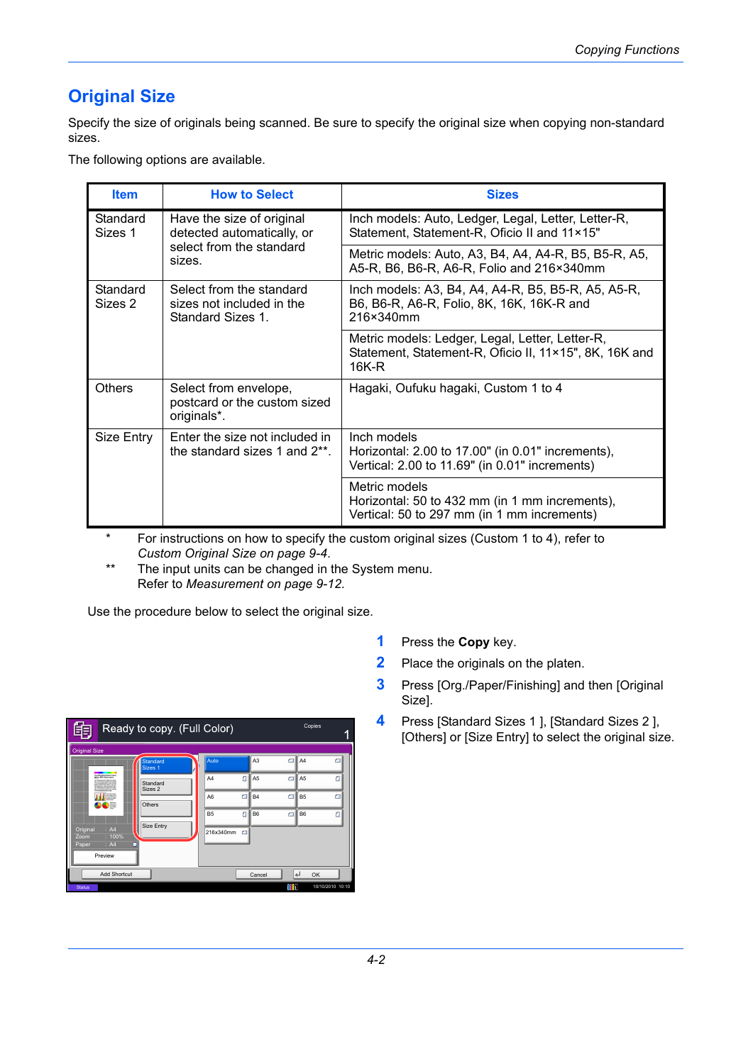## Original Size

Specify the size of originals being scanned. Be sure to specify the original size when copying non-standard sizes.

The following options are available.

| Item | How to Select | Sizes |
|---|---|---|
| Standard Sizes 1 | Have the size of original detected automatically, or select from the standard sizes. | Inch models: Auto, Ledger, Legal, Letter, Letter-R, Statement, Statement-R, Oficio II and 11×15" |
| | | Metric models: Auto, A3, B4, A4, A4-R, B5, B5-R, A5, A5-R, B6, B6-R, A6-R, Folio and 216×340mm |
| Standard Sizes 2 | Select from the standard sizes not included in the Standard Sizes 1. | Inch models: A3, B4, A4, A4-R, B5, B5-R, A5, A5-R, B6, B6-R, A6-R, Folio, 8K, 16K, 16K-R and 216×340mm |
| | | Metric models: Ledger, Legal, Letter, Letter-R, Statement, Statement-R, Oficio II, 11×15", 8K, 16K and 16K-R |
| Others | Select from envelope, postcard or the custom sized originals*. | Hagaki, Oufuku hagaki, Custom 1 to 4 |
| Size Entry | Enter the size not included in the standard sizes 1 and 2**. | Inch models<br>Horizontal: 2.00 to 17.00" (in 0.01" increments),<br>Vertical: 2.00 to 11.69" (in 0.01" increments) |
| | | Metric models<br>Horizontal: 50 to 432 mm (in 1 mm increments),<br>Vertical: 50 to 297 mm (in 1 mm increments) |

\* For instructions on how to specify the custom original sizes (Custom 1 to 4), refer to *Custom Original Size on page 9-4*.

\*\* The input units can be changed in the System menu. Refer to *Measurement on page 9-12*.

Use the procedure below to select the original size.

1. Press the **Copy** key.
2. Place the originals on the platen.
3. Press [Org./Paper/Finishing] and then [Original Size].
4. Press [Standard Sizes 1 ], [Standard Sizes 2 ], [Others] or [Size Entry] to select the original size.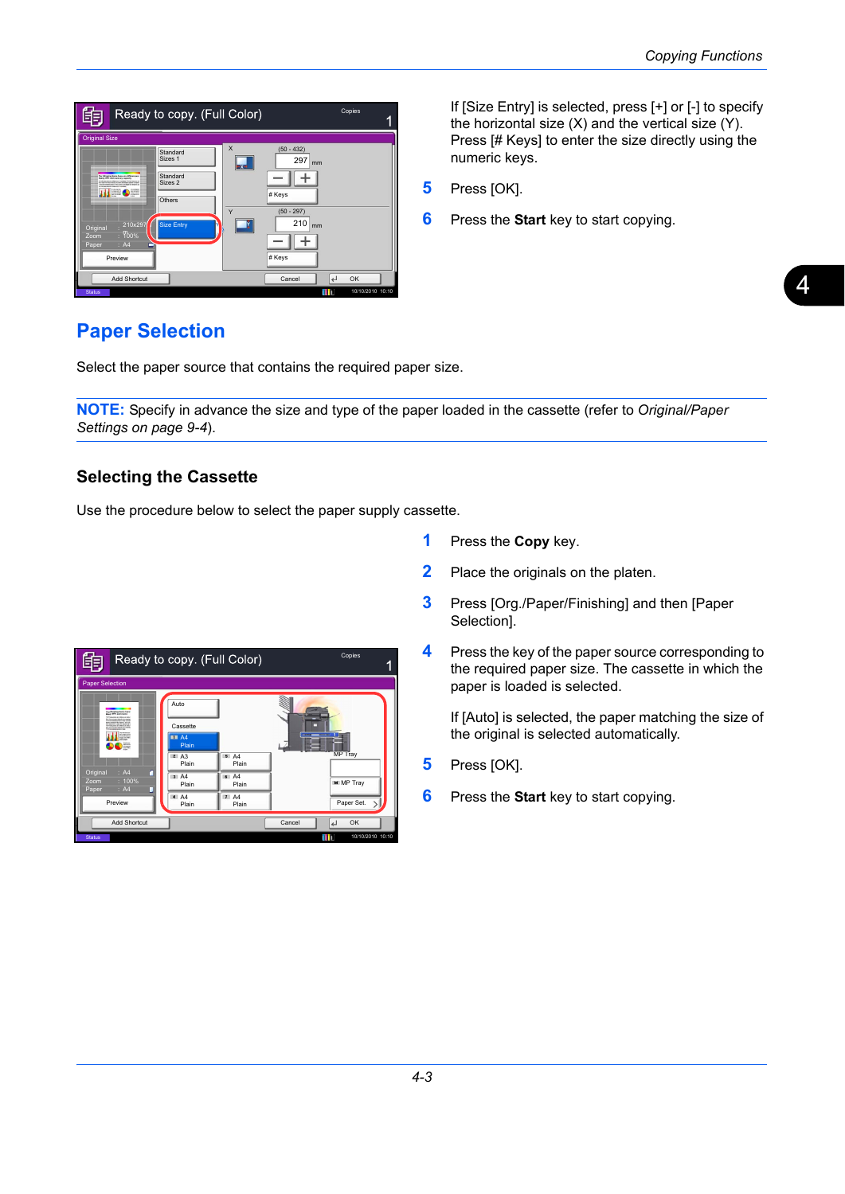If [Size Entry] is selected, press [+] or [-] to specify the horizontal size (X) and the vertical size (Y). Press [# Keys] to enter the size directly using the numeric keys.

5. Press [OK].
6. Press the **Start** key to start copying.

## Paper Selection

Select the paper source that contains the required paper size.

**NOTE:** Specify in advance the size and type of the paper loaded in the cassette (refer to *Original/Paper Settings on page 9-4*).

### Selecting the Cassette

Use the procedure below to select the paper supply cassette.

1. Press the **Copy** key.
2. Place the originals on the platen.
3. Press [Org./Paper/Finishing] and then [Paper Selection].
4. Press the key of the paper source corresponding to the required paper size. The cassette in which the paper is loaded is selected.

   If [Auto] is selected, the paper matching the size of the original is selected automatically.
5. Press [OK].
6. Press the **Start** key to start copying.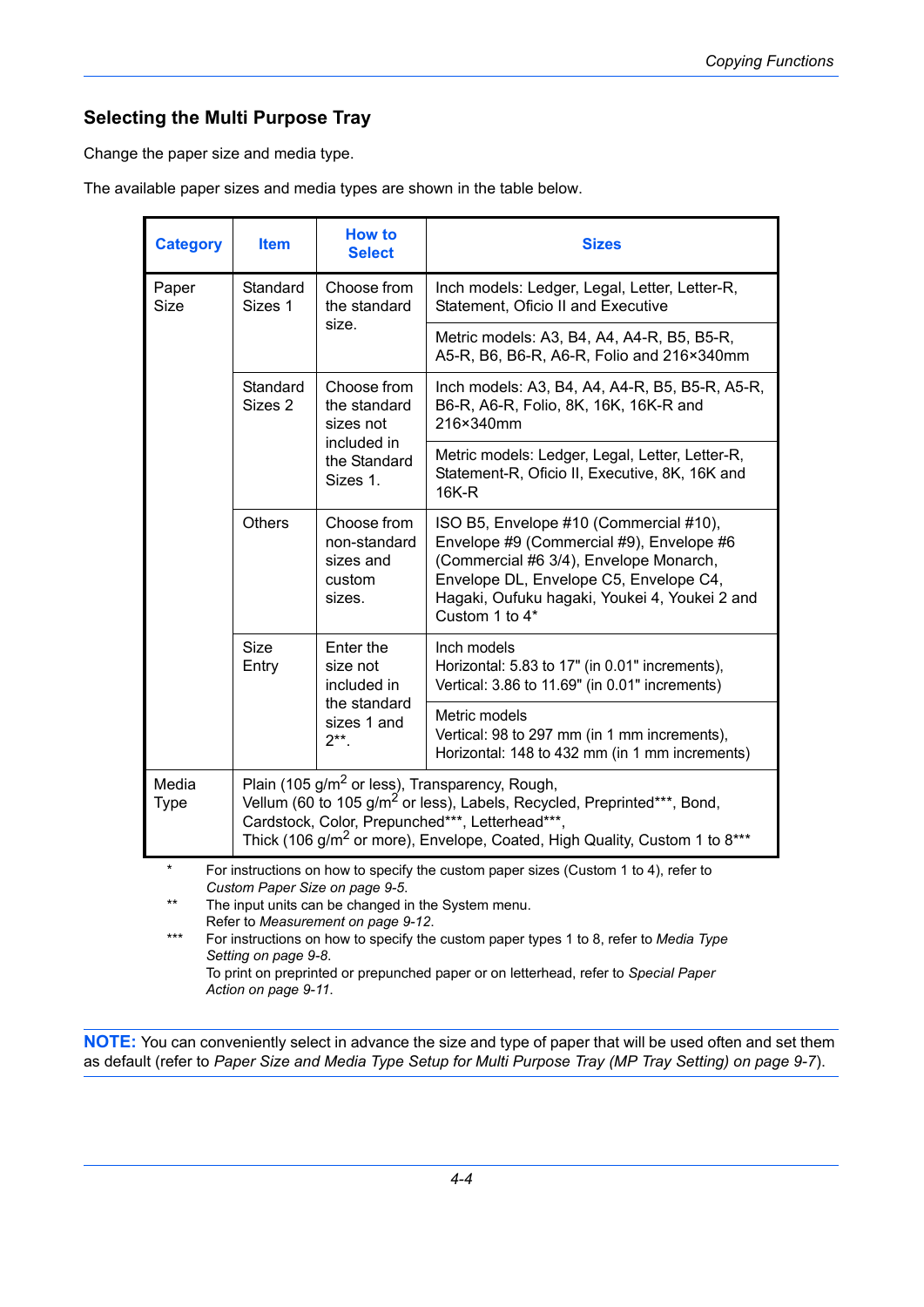## Selecting the Multi Purpose Tray

Change the paper size and media type.

The available paper sizes and media types are shown in the table below.

| Category | Item | How to Select | Sizes |
|---|---|---|---|
| Paper Size | Standard Sizes 1 | Choose from the standard size. | Inch models: Ledger, Legal, Letter, Letter-R, Statement, Oficio II and Executive |
| | | | Metric models: A3, B4, A4-R, B5, B5-R, A5-R, B6, B6-R, A6-R, Folio and 216×340mm |
| | Standard Sizes 2 | Choose from the standard sizes not included in the Standard Sizes 1. | Inch models: A3, B4, A4, A4-R, B5, B5-R, A5-R, B6-R, A6-R, Folio, 8K, 16K, 16K-R and 216×340mm |
| | | | Metric models: Ledger, Legal, Letter, Letter-R, Statement-R, Oficio II, Executive, 8K, 16K and 16K-R |
| | Others | Choose from non-standard sizes and custom sizes. | ISO B5, Envelope #10 (Commercial #10), Envelope #9 (Commercial #9), Envelope #6 (Commercial #6 3/4), Envelope Monarch, Envelope DL, Envelope C5, Envelope C4, Hagaki, Oufuku hagaki, Youkei 4, Youkei 2 and Custom 1 to 4* |
| | Size Entry | Enter the size not included in the standard sizes 1 and 2**. | Inch models<br>Horizontal: 5.83 to 17" (in 0.01" increments), Vertical: 3.86 to 11.69" (in 0.01" increments) |
| | | | Metric models<br>Vertical: 98 to 297 mm (in 1 mm increments), Horizontal: 148 to 432 mm (in 1 mm increments) |
| Media Type | Plain (105 g/m$^2$ or less), Transparency, Rough, Vellum (60 to 105 g/m$^2$ or less), Labels, Recycled, Preprinted***, Bond, Cardstock, Color, Prepunched***, Letterhead***, Thick (106 g/m$^2$ or more), Envelope, Coated, High Quality, Custom 1 to 8*** | | |

\* For instructions on how to specify the custom paper sizes (Custom 1 to 4), refer to *Custom Paper Size on page 9-5*.

\** The input units can be changed in the System menu. Refer to *Measurement on page 9-12*.

\*** For instructions on how to specify the custom paper types 1 to 8, refer to *Media Type Setting on page 9-8*. To print on preprinted or prepunched paper or on letterhead, refer to *Special Paper Action on page 9-11*.

**NOTE:** You can conveniently select in advance the size and type of paper that will be used often and set them as default (refer to *Paper Size and Media Type Setup for Multi Purpose Tray (MP Tray Setting) on page 9-7*).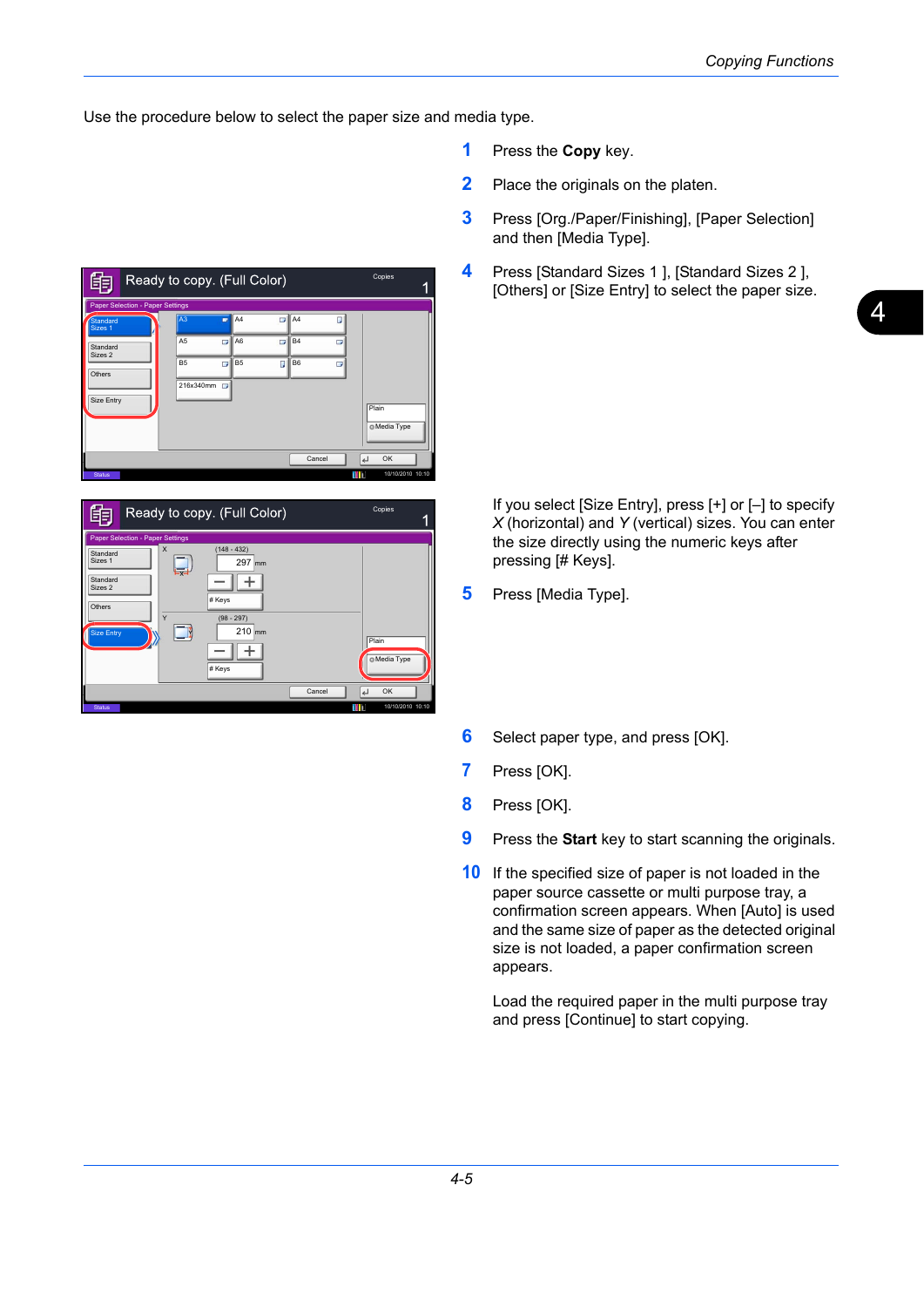Use the procedure below to select the paper size and media type.

1. Press the **Copy** key.
2. Place the originals on the platen.
3. Press [Org./Paper/Finishing], [Paper Selection] and then [Media Type].
4. Press [Standard Sizes 1 ], [Standard Sizes 2 ], [Others] or [Size Entry] to select the paper size.

   If you select [Size Entry], press [+] or [–] to specify *X* (horizontal) and *Y* (vertical) sizes. You can enter the size directly using the numeric keys after pressing [# Keys].
5. Press [Media Type].
6. Select paper type, and press [OK].
7. Press [OK].
8. Press [OK].
9. Press the **Start** key to start scanning the originals.
10. If the specified size of paper is not loaded in the paper source cassette or multi purpose tray, a confirmation screen appears. When [Auto] is used and the same size of paper as the detected original size is not loaded, a paper confirmation screen appears.

    Load the required paper in the multi purpose tray and press [Continue] to start copying.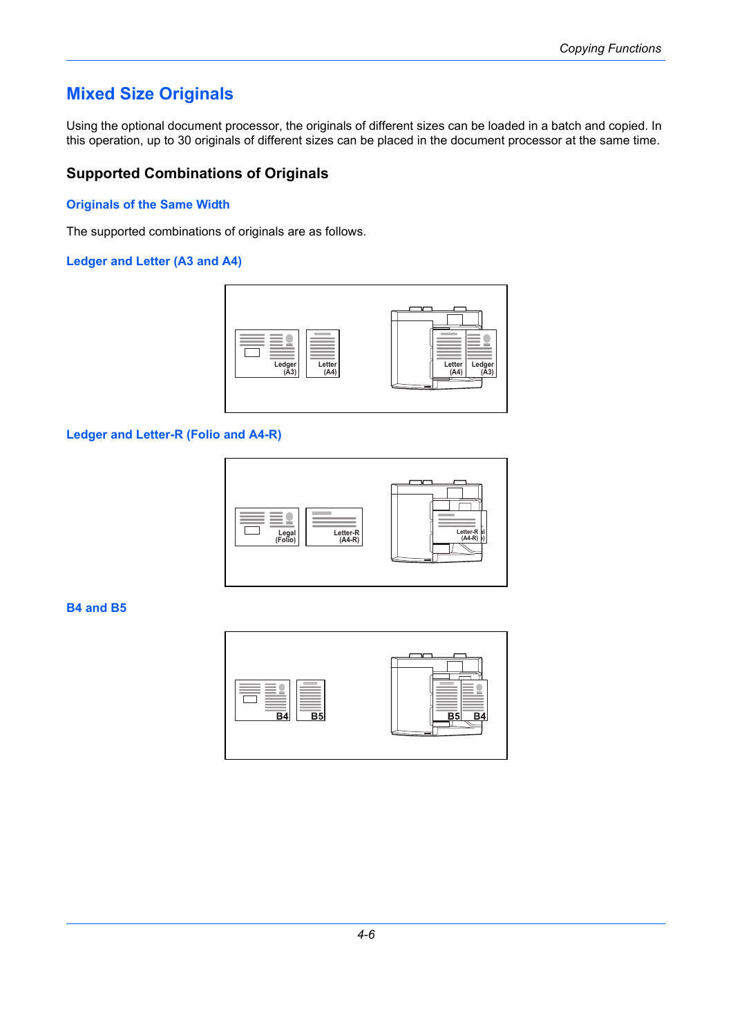# Mixed Size Originals

Using the optional document processor, the originals of different sizes can be loaded in a batch and copied. In this operation, up to 30 originals of different sizes can be placed in the document processor at the same time.

## Supported Combinations of Originals

### Originals of the Same Width

The supported combinations of originals are as follows.

#### Ledger and Letter (A3 and A4)

#### Ledger and Letter-R (Folio and A4-R)

#### B4 and B5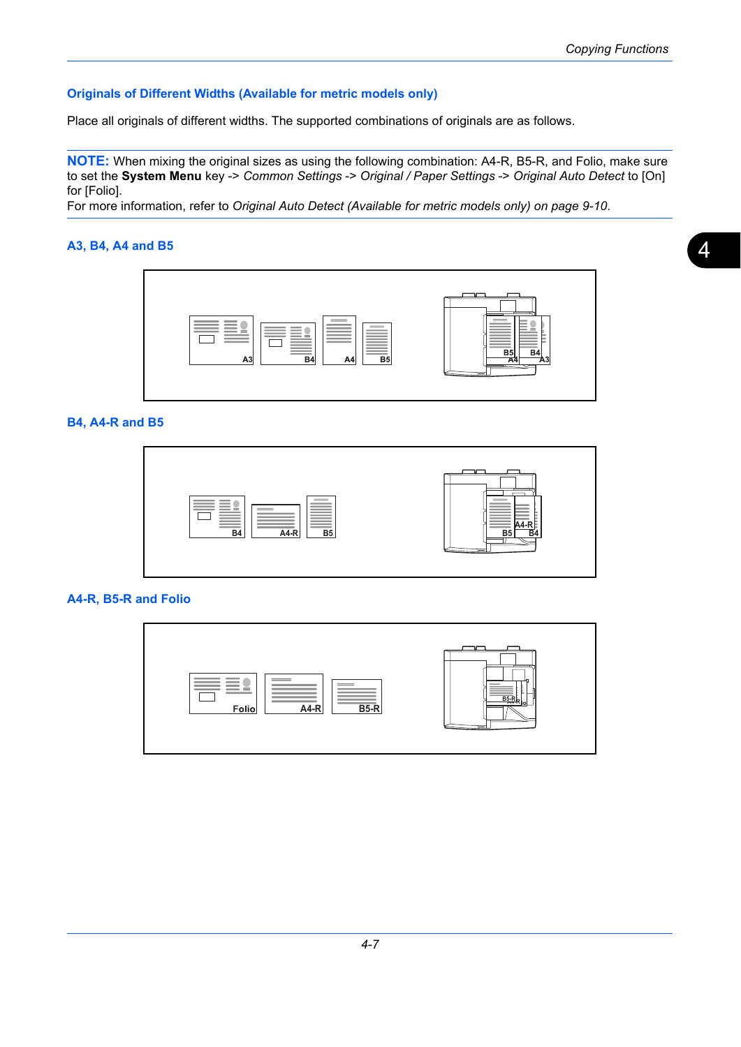## Originals of Different Widths (Available for metric models only)

Place all originals of different widths. The supported combinations of originals are as follows.

**NOTE:** When mixing the original sizes as using the following combination: A4-R, B5-R, and Folio, make sure to set the **System Menu** key -> *Common Settings* -> *Original / Paper Settings* -> *Original Auto Detect* to [On] for [Folio].
For more information, refer to *Original Auto Detect (Available for metric models only) on page 9-10*.

### A3, B4, A4 and B5

### B4, A4-R and B5

### A4-R, B5-R and Folio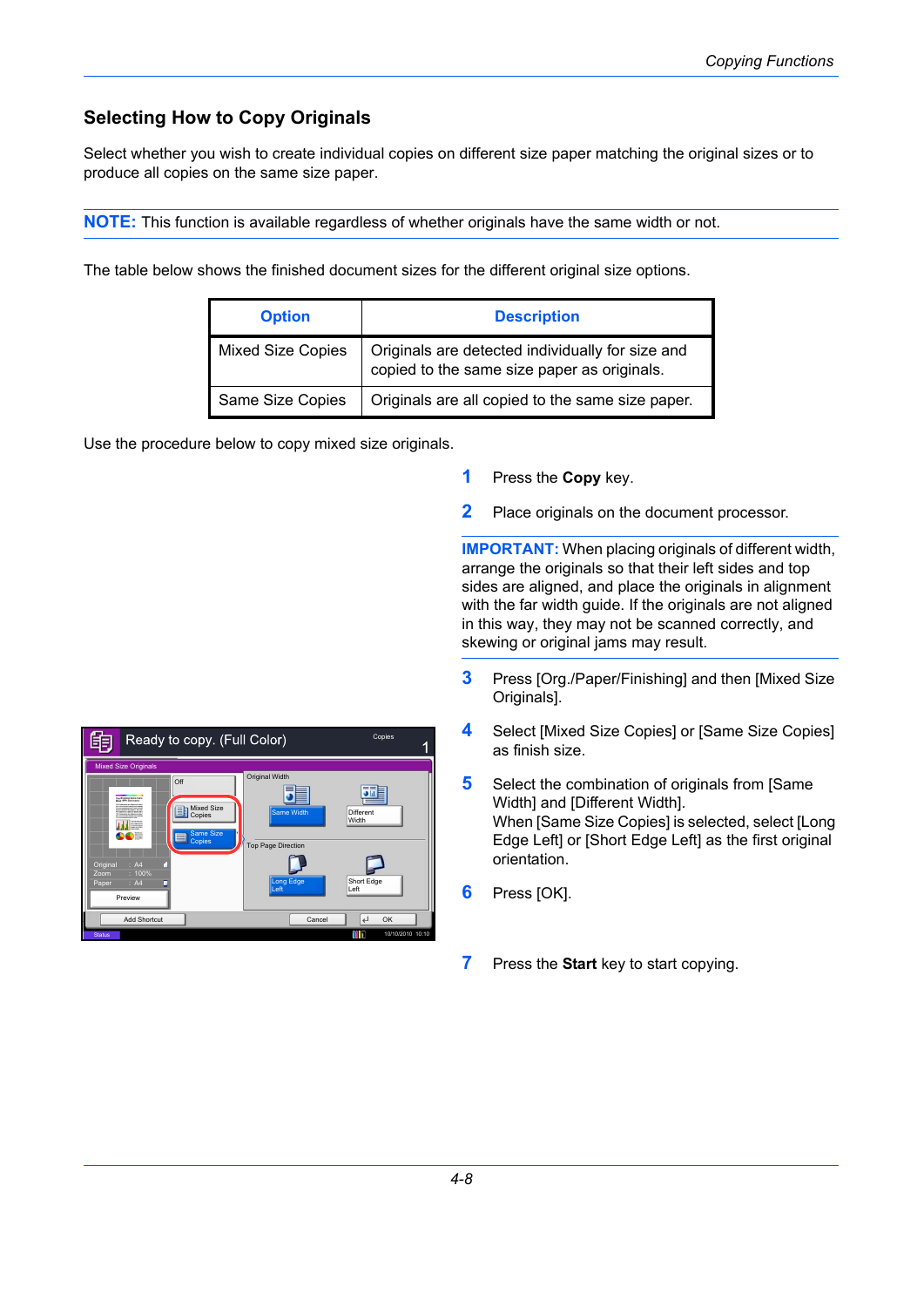## Selecting How to Copy Originals

Select whether you wish to create individual copies on different size paper matching the original sizes or to produce all copies on the same size paper.

**NOTE:** This function is available regardless of whether originals have the same width or not.

The table below shows the finished document sizes for the different original size options.

| Option | Description |
|---|---|
| Mixed Size Copies | Originals are detected individually for size and copied to the same size paper as originals. |
| Same Size Copies | Originals are all copied to the same size paper. |

Use the procedure below to copy mixed size originals.

1. Press the **Copy** key.

2. Place originals on the document processor.

**IMPORTANT:** When placing originals of different width, arrange the originals so that their left sides and top sides are aligned, and place the originals in alignment with the far width guide. If the originals are not aligned in this way, they may not be scanned correctly, and skewing or original jams may result.

3. Press [Org./Paper/Finishing] and then [Mixed Size Originals].

4. Select [Mixed Size Copies] or [Same Size Copies] as finish size.

5. Select the combination of originals from [Same Width] and [Different Width].
   When [Same Size Copies] is selected, select [Long Edge Left] or [Short Edge Left] as the first original orientation.

6. Press [OK].

7. Press the **Start** key to start copying.